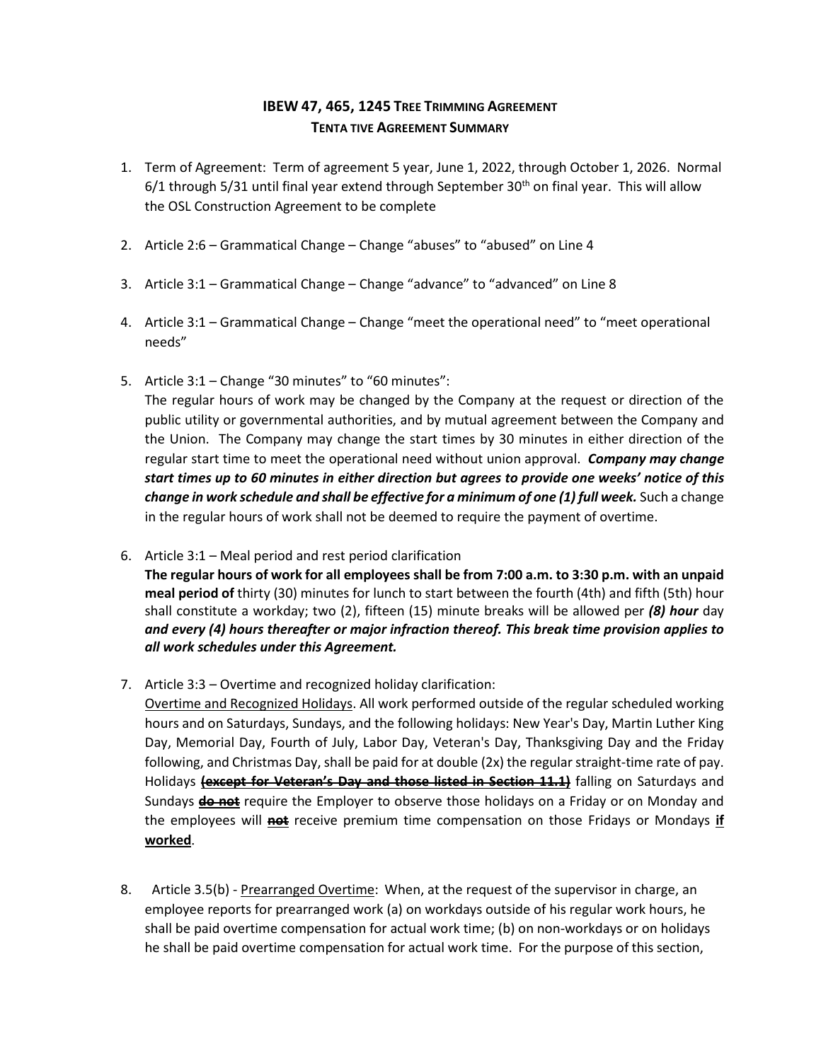# IBEW 47, 465, 1245 Tree Trimming Agreement
## Tenta tive Agreement Summary

1. Term of Agreement: Term of agreement 5 year, June 1, 2022, through October 1, 2026. Normal 6/1 through 5/31 until final year extend through September 30th on final year. This will allow the OSL Construction Agreement to be complete

2. Article 2:6 – Grammatical Change – Change "abuses" to "abused" on Line 4

3. Article 3:1 – Grammatical Change – Change "advance" to "advanced" on Line 8

4. Article 3:1 – Grammatical Change – Change "meet the operational need" to "meet operational needs"

5. Article 3:1 – Change "30 minutes" to "60 minutes":
   The regular hours of work may be changed by the Company at the request or direction of the public utility or governmental authorities, and by mutual agreement between the Company and the Union. The Company may change the start times by 30 minutes in either direction of the regular start time to meet the operational need without union approval. ***Company may change start times up to 60 minutes in either direction but agrees to provide one weeks' notice of this change in work schedule and shall be effective for a minimum of one (1) full week.*** Such a change in the regular hours of work shall not be deemed to require the payment of overtime.

6. Article 3:1 – Meal period and rest period clarification
   **The regular hours of work for all employees shall be from 7:00 a.m. to 3:30 p.m. with an unpaid meal period of** thirty (30) minutes for lunch to start between the fourth (4th) and fifth (5th) hour shall constitute a workday; two (2), fifteen (15) minute breaks will be allowed per ***(8) hour*** day ***and every (4) hours thereafter or major infraction thereof. This break time provision applies to all work schedules under this Agreement.***

7. Article 3:3 – Overtime and recognized holiday clarification:
   <u>Overtime and Recognized Holidays</u>. All work performed outside of the regular scheduled working hours and on Saturdays, Sundays, and the following holidays: New Year's Day, Martin Luther King Day, Memorial Day, Fourth of July, Labor Day, Veteran's Day, Thanksgiving Day and the Friday following, and Christmas Day, shall be paid for at double (2x) the regular straight-time rate of pay. Holidays ~~**(except for Veteran's Day and those listed in Section 11.1)**~~ falling on Saturdays and Sundays ~~**do not**~~ require the Employer to observe those holidays on a Friday or on Monday and the employees will ~~**not**~~ receive premium time compensation on those Fridays or Mondays **<u>if worked</u>**.

8. Article 3.5(b) - <u>Prearranged Overtime</u>: When, at the request of the supervisor in charge, an employee reports for prearranged work (a) on workdays outside of his regular work hours, he shall be paid overtime compensation for actual work time; (b) on non-workdays or on holidays he shall be paid overtime compensation for actual work time. For the purpose of this section,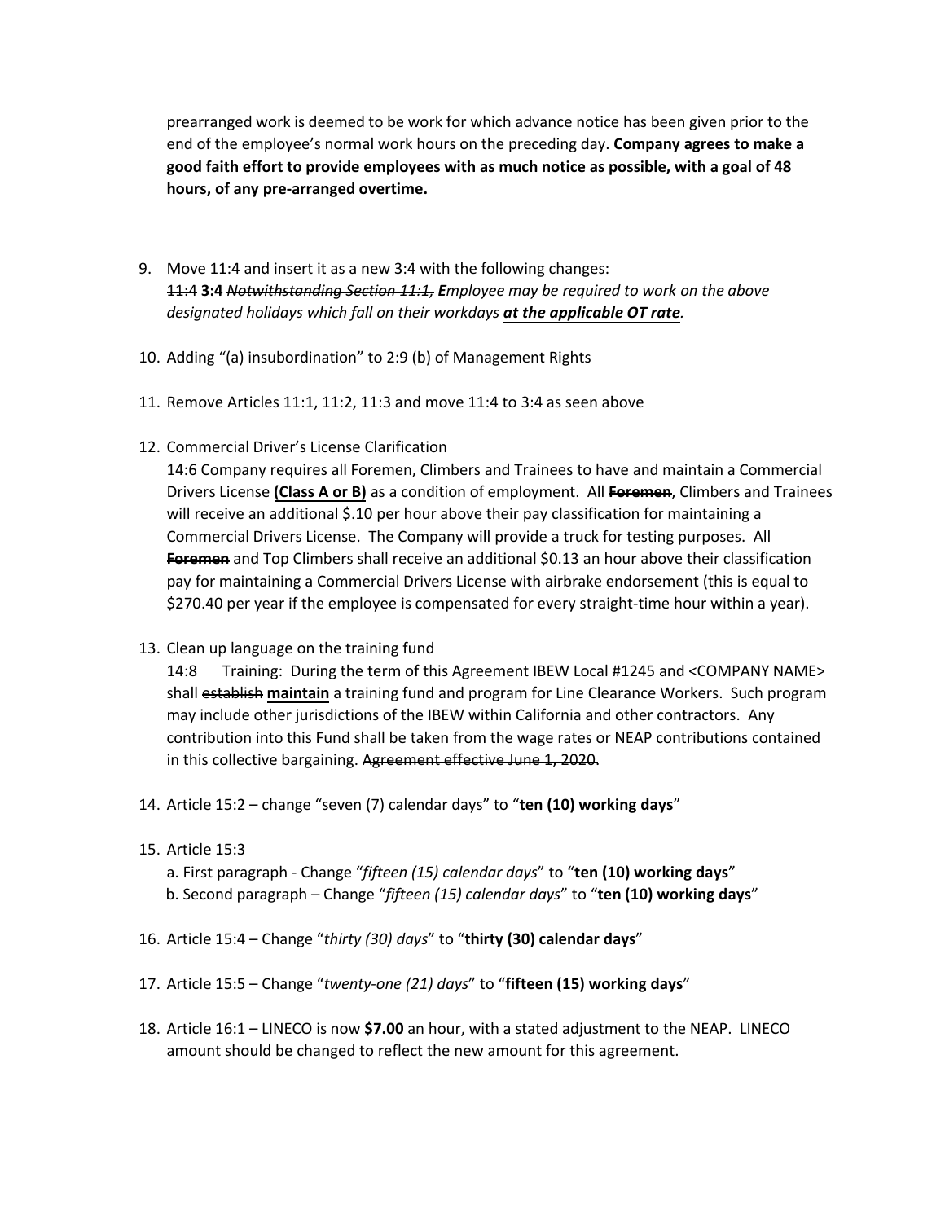prearranged work is deemed to be work for which advance notice has been given prior to the end of the employee's normal work hours on the preceding day. **Company agrees to make a good faith effort to provide employees with as much notice as possible, with a goal of 48 hours, of any pre-arranged overtime.**

9. Move 11:4 and insert it as a new 3:4 with the following changes:
   ~~11:4~~ **3:4** *~~Notwithstanding Section 11:1,~~* ***E****mployee may be required to work on the above designated holidays which fall on their workdays* ***at the applicable OT rate****.*

10. Adding "(a) insubordination" to 2:9 (b) of Management Rights

11. Remove Articles 11:1, 11:2, 11:3 and move 11:4 to 3:4 as seen above

12. Commercial Driver's License Clarification
    14:6 Company requires all Foremen, Climbers and Trainees to have and maintain a Commercial Drivers License **(Class A or B)** as a condition of employment. All ~~**Foremen**~~, Climbers and Trainees will receive an additional $.10 per hour above their pay classification for maintaining a Commercial Drivers License. The Company will provide a truck for testing purposes. All ~~**Foremen**~~ and Top Climbers shall receive an additional $0.13 an hour above their classification pay for maintaining a Commercial Drivers License with airbrake endorsement (this is equal to $270.40 per year if the employee is compensated for every straight-time hour within a year).

13. Clean up language on the training fund
    14:8 Training: During the term of this Agreement IBEW Local #1245 and <COMPANY NAME> shall ~~establish~~ **maintain** a training fund and program for Line Clearance Workers. Such program may include other jurisdictions of the IBEW within California and other contractors. Any contribution into this Fund shall be taken from the wage rates or NEAP contributions contained in this collective bargaining. ~~Agreement effective June 1, 2020.~~

14. Article 15:2 – change "seven (7) calendar days" to "**ten (10) working days**"

15. Article 15:3
    a. First paragraph - Change "*fifteen (15) calendar days*" to "**ten (10) working days**"
    b. Second paragraph – Change "*fifteen (15) calendar days*" to "**ten (10) working days**"

16. Article 15:4 – Change "*thirty (30) days*" to "**thirty (30) calendar days**"

17. Article 15:5 – Change "*twenty-one (21) days*" to "**fifteen (15) working days**"

18. Article 16:1 – LINECO is now **$7.00** an hour, with a stated adjustment to the NEAP. LINECO amount should be changed to reflect the new amount for this agreement.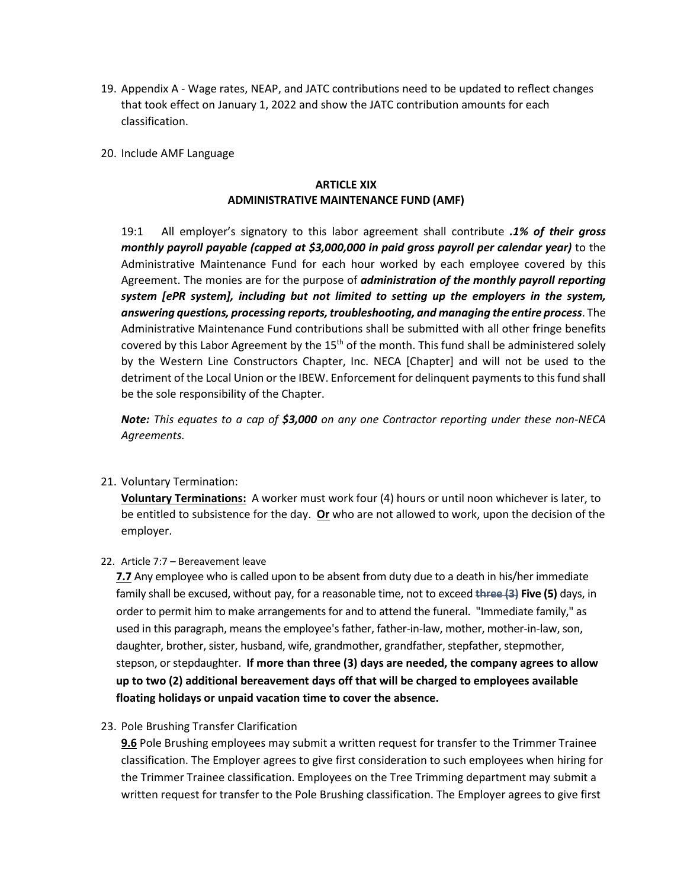19. Appendix A - Wage rates, NEAP, and JATC contributions need to be updated to reflect changes that took effect on January 1, 2022 and show the JATC contribution amounts for each classification.

20. Include AMF Language

**ARTICLE XIX**
**ADMINISTRATIVE MAINTENANCE FUND (AMF)**

19:1 All employer's signatory to this labor agreement shall contribute ***.1% of their gross monthly payroll payable (capped at $3,000,000 in paid gross payroll per calendar year)*** to the Administrative Maintenance Fund for each hour worked by each employee covered by this Agreement. The monies are for the purpose of ***administration of the monthly payroll reporting system [ePR system], including but not limited to setting up the employers in the system, answering questions, processing reports, troubleshooting, and managing the entire process***. The Administrative Maintenance Fund contributions shall be submitted with all other fringe benefits covered by this Labor Agreement by the 15th of the month. This fund shall be administered solely by the Western Line Constructors Chapter, Inc. NECA [Chapter] and will not be used to the detriment of the Local Union or the IBEW. Enforcement for delinquent payments to this fund shall be the sole responsibility of the Chapter.

***Note:*** *This equates to a cap of **$3,000** on any one Contractor reporting under these non-NECA Agreements.*

21. Voluntary Termination:

    **Voluntary Terminations:** A worker must work four (4) hours or until noon whichever is later, to be entitled to subsistence for the day. **Or** who are not allowed to work, upon the decision of the employer.

22. Article 7:7 – Bereavement leave

    **7.7** Any employee who is called upon to be absent from duty due to a death in his/her immediate family shall be excused, without pay, for a reasonable time, not to exceed ~~three (3)~~ **Five (5)** days, in order to permit him to make arrangements for and to attend the funeral. "Immediate family," as used in this paragraph, means the employee's father, father-in-law, mother, mother-in-law, son, daughter, brother, sister, husband, wife, grandmother, grandfather, stepfather, stepmother, stepson, or stepdaughter. **If more than three (3) days are needed, the company agrees to allow up to two (2) additional bereavement days off that will be charged to employees available floating holidays or unpaid vacation time to cover the absence.**

23. Pole Brushing Transfer Clarification

    **9.6** Pole Brushing employees may submit a written request for transfer to the Trimmer Trainee classification. The Employer agrees to give first consideration to such employees when hiring for the Trimmer Trainee classification. Employees on the Tree Trimming department may submit a written request for transfer to the Pole Brushing classification. The Employer agrees to give first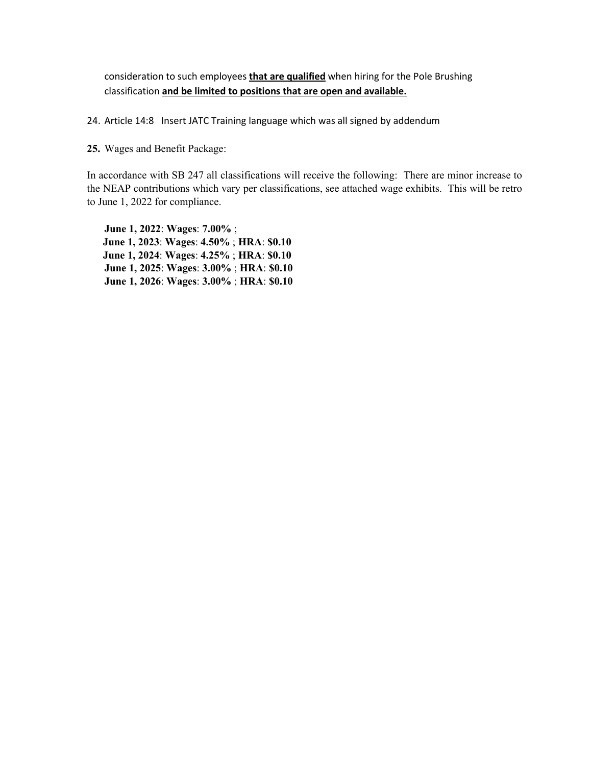consideration to such employees **that are qualified** when hiring for the Pole Brushing classification **and be limited to positions that are open and available.**

24. Article 14:8 Insert JATC Training language which was all signed by addendum

**25.** Wages and Benefit Package:

In accordance with SB 247 all classifications will receive the following: There are minor increase to the NEAP contributions which vary per classifications, see attached wage exhibits. This will be retro to June 1, 2022 for compliance.

**June 1, 2022**: **Wages**: **7.00%** ;
**June 1, 2023**: **Wages**: **4.50%** ; **HRA**: **$0.10**
**June 1, 2024**: **Wages**: **4.25%** ; **HRA**: **$0.10**
**June 1, 2025**: **Wages**: **3.00%** ; **HRA**: **$0.10**
**June 1, 2026**: **Wages**: **3.00%** ; **HRA**: **$0.10**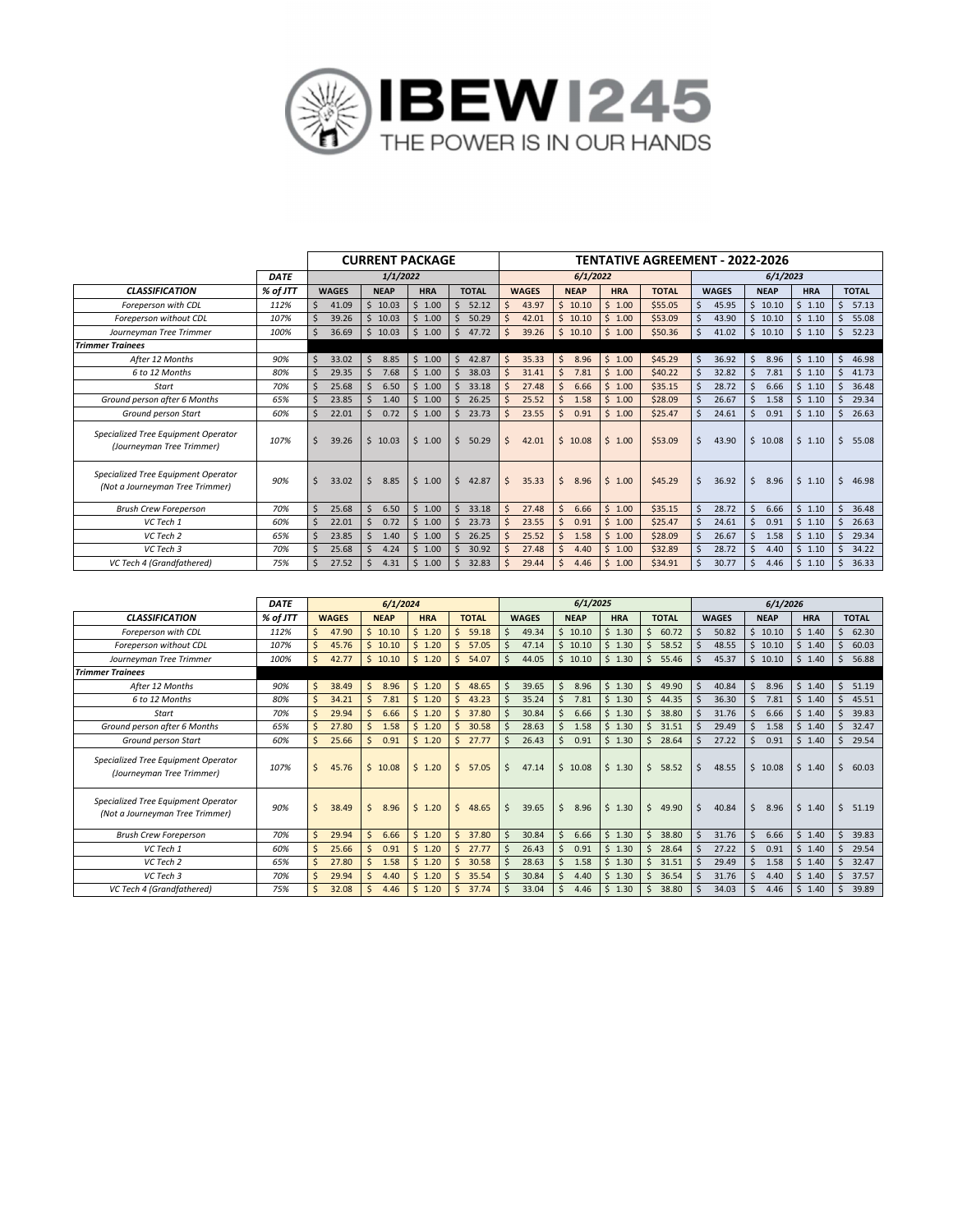# IBEW 1245

THE POWER IS IN OUR HANDS

| | | CURRENT PACKAGE | | | | TENTATIVE AGREEMENT - 2022-2026 | | | | | | | |
|---|---|---|---|---|---|---|---|---|---|---|---|---|---|
| | DATE | 1/1/2022 | | | | 6/1/2022 | | | | 6/1/2023 | | | |
| CLASSIFICATION | % of JTT | WAGES | NEAP | HRA | TOTAL | WAGES | NEAP | HRA | TOTAL | WAGES | NEAP | HRA | TOTAL |
| Foreperson with CDL | 112% | $ 41.09 | $ 10.03 | $ 1.00 | $ 52.12 | $ 43.97 | $ 10.10 | $ 1.00 | $55.05 | $ 45.95 | $ 10.10 | $ 1.10 | $ 57.13 |
| Foreperson without CDL | 107% | $ 39.26 | $ 10.03 | $ 1.00 | $ 50.29 | $ 42.01 | $ 10.10 | $ 1.00 | $53.09 | $ 43.90 | $ 10.10 | $ 1.10 | $ 55.08 |
| Journeyman Tree Trimmer | 100% | $ 36.69 | $ 10.03 | $ 1.00 | $ 47.72 | $ 39.26 | $ 10.10 | $ 1.00 | $50.36 | $ 41.02 | $ 10.10 | $ 1.10 | $ 52.23 |
| **Trimmer Trainees** | | | | | | | | | | | | | |
| After 12 Months | 90% | $ 33.02 | $ 8.85 | $ 1.00 | $ 42.87 | $ 35.33 | $ 8.96 | $ 1.00 | $45.29 | $ 36.92 | $ 8.96 | $ 1.10 | $ 46.98 |
| 6 to 12 Months | 80% | $ 29.35 | $ 7.68 | $ 1.00 | $ 38.03 | $ 31.41 | $ 7.81 | $ 1.00 | $40.22 | $ 32.82 | $ 7.81 | $ 1.10 | $ 41.73 |
| Start | 70% | $ 25.68 | $ 6.50 | $ 1.00 | $ 33.18 | $ 27.48 | $ 6.66 | $ 1.00 | $35.15 | $ 28.72 | $ 6.66 | $ 1.10 | $ 36.48 |
| Ground person after 6 Months | 65% | $ 23.85 | $ 1.40 | $ 1.00 | $ 26.25 | $ 25.52 | $ 1.58 | $ 1.00 | $28.09 | $ 26.67 | $ 1.58 | $ 1.10 | $ 29.34 |
| Ground person Start | 60% | $ 22.01 | $ 0.72 | $ 1.00 | $ 23.73 | $ 23.55 | $ 0.91 | $ 1.00 | $25.47 | $ 24.61 | $ 0.91 | $ 1.10 | $ 26.63 |
| Specialized Tree Equipment Operator (Journeyman Tree Trimmer) | 107% | $ 39.26 | $ 10.03 | $ 1.00 | $ 50.29 | $ 42.01 | $ 10.08 | $ 1.00 | $53.09 | $ 43.90 | $ 10.08 | $ 1.10 | $ 55.08 |
| Specialized Tree Equipment Operator (Not a Journeyman Tree Trimmer) | 90% | $ 33.02 | $ 8.85 | $ 1.00 | $ 42.87 | $ 35.33 | $ 8.96 | $ 1.00 | $45.29 | $ 36.92 | $ 8.96 | $ 1.10 | $ 46.98 |
| Brush Crew Foreperson | 70% | $ 25.68 | $ 6.50 | $ 1.00 | $ 33.18 | $ 27.48 | $ 6.66 | $ 1.00 | $35.15 | $ 28.72 | $ 6.66 | $ 1.10 | $ 36.48 |
| VC Tech 1 | 60% | $ 22.01 | $ 0.72 | $ 1.00 | $ 23.73 | $ 23.55 | $ 0.91 | $ 1.00 | $25.47 | $ 24.61 | $ 0.91 | $ 1.10 | $ 26.63 |
| VC Tech 2 | 65% | $ 23.85 | $ 1.40 | $ 1.00 | $ 26.25 | $ 25.52 | $ 1.58 | $ 1.00 | $28.09 | $ 26.67 | $ 1.58 | $ 1.10 | $ 29.34 |
| VC Tech 3 | 70% | $ 25.68 | $ 4.24 | $ 1.00 | $ 30.92 | $ 27.48 | $ 4.40 | $ 1.00 | $32.89 | $ 28.72 | $ 4.40 | $ 1.10 | $ 34.22 |
| VC Tech 4 (Grandfathered) | 75% | $ 27.52 | $ 4.31 | $ 1.00 | $ 32.83 | $ 29.44 | $ 4.46 | $ 1.00 | $34.91 | $ 30.77 | $ 4.46 | $ 1.10 | $ 36.33 |

| | DATE | 6/1/2024 | | | | 6/1/2025 | | | | 6/1/2026 | | | |
|---|---|---|---|---|---|---|---|---|---|---|---|---|---|
| CLASSIFICATION | % of JTT | WAGES | NEAP | HRA | TOTAL | WAGES | NEAP | HRA | TOTAL | WAGES | NEAP | HRA | TOTAL |
| Foreperson with CDL | 112% | $ 47.90 | $ 10.10 | $ 1.20 | $ 59.18 | $ 49.34 | $ 10.10 | $ 1.30 | $ 60.72 | $ 50.82 | $ 10.10 | $ 1.40 | $ 62.30 |
| Foreperson without CDL | 107% | $ 45.76 | $ 10.10 | $ 1.20 | $ 57.05 | $ 47.14 | $ 10.10 | $ 1.30 | $ 58.52 | $ 48.55 | $ 10.10 | $ 1.40 | $ 60.03 |
| Journeyman Tree Trimmer | 100% | $ 42.77 | $ 10.10 | $ 1.20 | $ 54.07 | $ 44.05 | $ 10.10 | $ 1.30 | $ 55.46 | $ 45.37 | $ 10.10 | $ 1.40 | $ 56.88 |
| **Trimmer Trainees** | | | | | | | | | | | | | |
| After 12 Months | 90% | $ 38.49 | $ 8.96 | $ 1.20 | $ 48.65 | $ 39.65 | $ 8.96 | $ 1.30 | $ 49.90 | $ 40.84 | $ 8.96 | $ 1.40 | $ 51.19 |
| 6 to 12 Months | 80% | $ 34.21 | $ 7.81 | $ 1.20 | $ 43.23 | $ 35.24 | $ 7.81 | $ 1.30 | $ 44.35 | $ 36.30 | $ 7.81 | $ 1.40 | $ 45.51 |
| Start | 70% | $ 29.94 | $ 6.66 | $ 1.20 | $ 37.80 | $ 30.84 | $ 6.66 | $ 1.30 | $ 38.80 | $ 31.76 | $ 6.66 | $ 1.40 | $ 39.83 |
| Ground person after 6 Months | 65% | $ 27.80 | $ 1.58 | $ 1.20 | $ 30.58 | $ 28.63 | $ 1.58 | $ 1.30 | $ 31.51 | $ 29.49 | $ 1.58 | $ 1.40 | $ 32.47 |
| Ground person Start | 60% | $ 25.66 | $ 0.91 | $ 1.20 | $ 27.77 | $ 26.43 | $ 0.91 | $ 1.30 | $ 28.64 | $ 27.22 | $ 0.91 | $ 1.40 | $ 29.54 |
| Specialized Tree Equipment Operator (Journeyman Tree Trimmer) | 107% | $ 45.76 | $ 10.08 | $ 1.20 | $ 57.05 | $ 47.14 | $ 10.08 | $ 1.30 | $ 58.52 | $ 48.55 | $ 10.08 | $ 1.40 | $ 60.03 |
| Specialized Tree Equipment Operator (Not a Journeyman Tree Trimmer) | 90% | $ 38.49 | $ 8.96 | $ 1.20 | $ 48.65 | $ 39.65 | $ 8.96 | $ 1.30 | $ 49.90 | $ 40.84 | $ 8.96 | $ 1.40 | $ 51.19 |
| Brush Crew Foreperson | 70% | $ 29.94 | $ 6.66 | $ 1.20 | $ 37.80 | $ 30.84 | $ 6.66 | $ 1.30 | $ 38.80 | $ 31.76 | $ 6.66 | $ 1.40 | $ 39.83 |
| VC Tech 1 | 60% | $ 25.66 | $ 0.91 | $ 1.20 | $ 27.77 | $ 26.43 | $ 0.91 | $ 1.30 | $ 28.64 | $ 27.22 | $ 0.91 | $ 1.40 | $ 29.54 |
| VC Tech 2 | 65% | $ 27.80 | $ 1.58 | $ 1.20 | $ 30.58 | $ 28.63 | $ 1.58 | $ 1.30 | $ 31.51 | $ 29.49 | $ 1.58 | $ 1.40 | $ 32.47 |
| VC Tech 3 | 70% | $ 29.94 | $ 4.40 | $ 1.20 | $ 35.54 | $ 30.84 | $ 4.40 | $ 1.30 | $ 36.54 | $ 31.76 | $ 4.40 | $ 1.40 | $ 37.57 |
| VC Tech 4 (Grandfathered) | 75% | $ 32.08 | $ 4.46 | $ 1.20 | $ 37.74 | $ 33.04 | $ 4.46 | $ 1.30 | $ 38.80 | $ 34.03 | $ 4.46 | $ 1.40 | $ 39.89 |